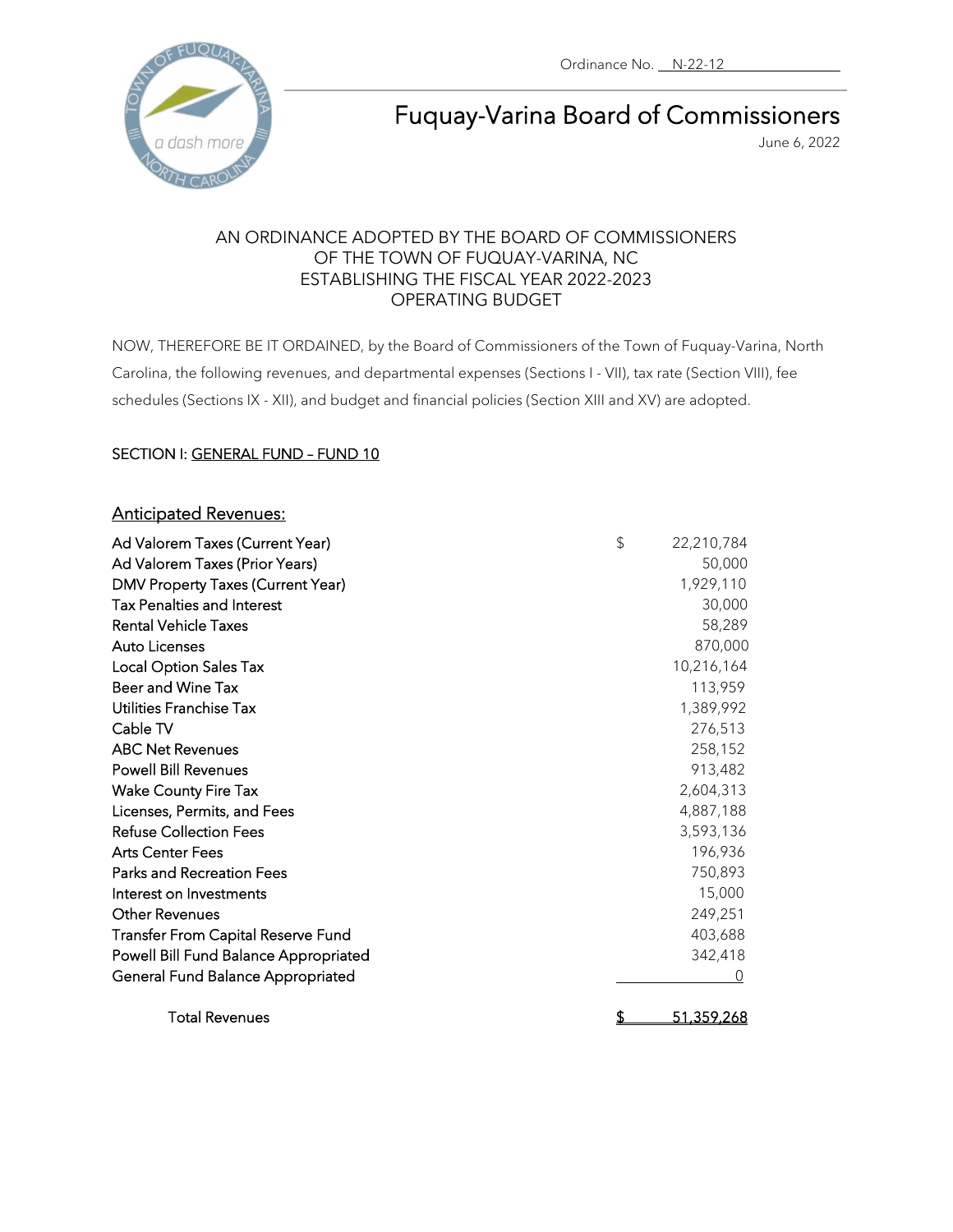Ordinance No. N-22-12

# Fuquay-Varina Board of Commissioners

June 6, 2022

## AN ORDINANCE ADOPTED BY THE BOARD OF COMMISSIONERS OF THE TOWN OF FUQUAY-VARINA, NC ESTABLISHING THE FISCAL YEAR 2022-2023 OPERATING BUDGET

NOW, THEREFORE BE IT ORDAINED, by the Board of Commissioners of the Town of Fuquay-Varina, North Carolina, the following revenues, and departmental expenses (Sections I - VII), tax rate (Section VIII), fee schedules (Sections IX - XII), and budget and financial policies (Section XIII and XV) are adopted.

SECTION I: GENERAL FUND – FUND 10

### Anticipated Revenues:

| | |
|---|---|
| Ad Valorem Taxes (Current Year) | $ 22,210,784 |
| Ad Valorem Taxes (Prior Years) | 50,000 |
| DMV Property Taxes (Current Year) | 1,929,110 |
| Tax Penalties and Interest | 30,000 |
| Rental Vehicle Taxes | 58,289 |
| Auto Licenses | 870,000 |
| Local Option Sales Tax | 10,216,164 |
| Beer and Wine Tax | 113,959 |
| Utilities Franchise Tax | 1,389,992 |
| Cable TV | 276,513 |
| ABC Net Revenues | 258,152 |
| Powell Bill Revenues | 913,482 |
| Wake County Fire Tax | 2,604,313 |
| Licenses, Permits, and Fees | 4,887,188 |
| Refuse Collection Fees | 3,593,136 |
| Arts Center Fees | 196,936 |
| Parks and Recreation Fees | 750,893 |
| Interest on Investments | 15,000 |
| Other Revenues | 249,251 |
| Transfer From Capital Reserve Fund | 403,688 |
| Powell Bill Fund Balance Appropriated | 342,418 |
| General Fund Balance Appropriated | 0 |
| Total Revenues | $ 51,359,268 |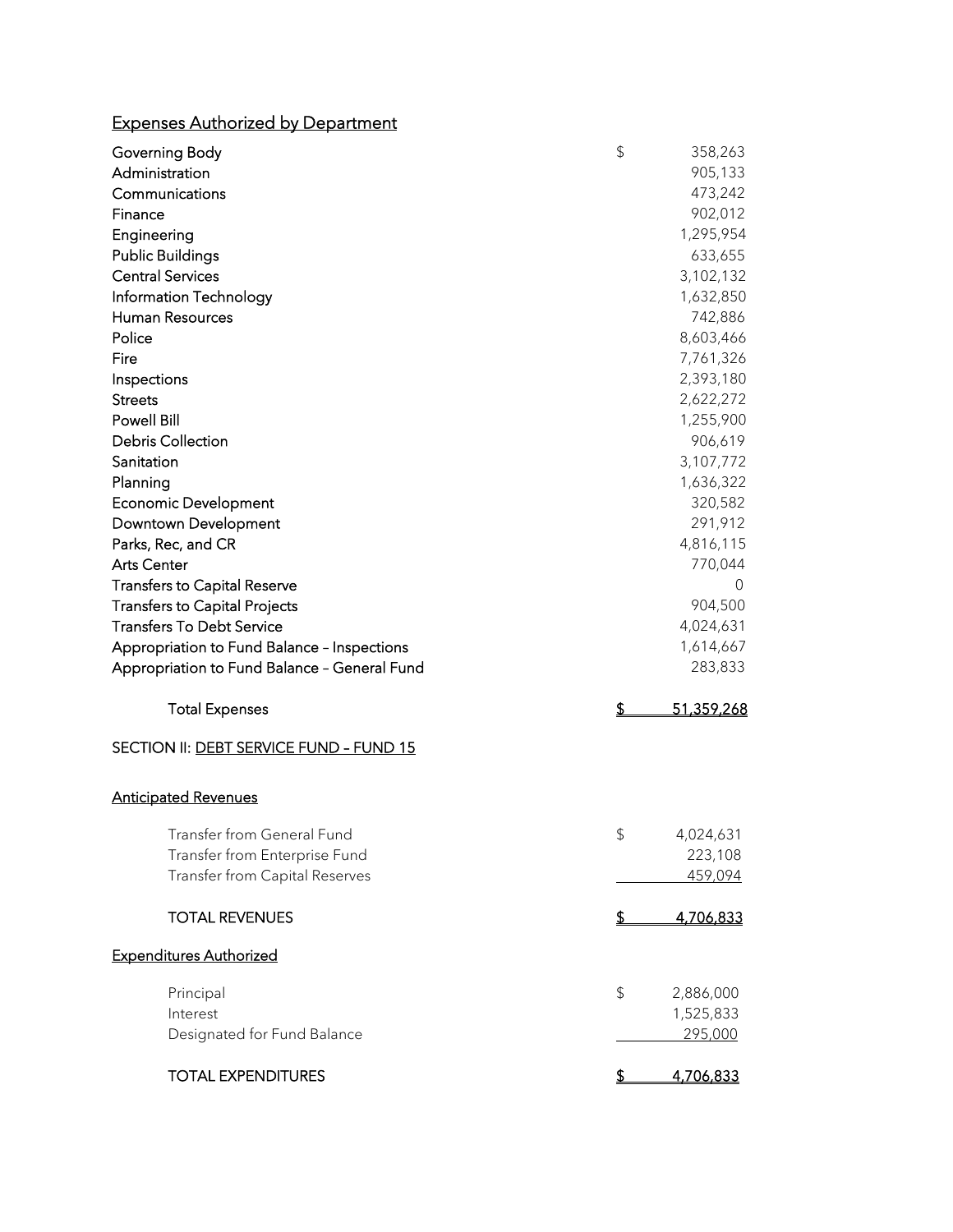Expenses Authorized by Department

| | |
|---|---|
| Governing Body | $ 358,263 |
| Administration | 905,133 |
| Communications | 473,242 |
| Finance | 902,012 |
| Engineering | 1,295,954 |
| Public Buildings | 633,655 |
| Central Services | 3,102,132 |
| Information Technology | 1,632,850 |
| Human Resources | 742,886 |
| Police | 8,603,466 |
| Fire | 7,761,326 |
| Inspections | 2,393,180 |
| Streets | 2,622,272 |
| Powell Bill | 1,255,900 |
| Debris Collection | 906,619 |
| Sanitation | 3,107,772 |
| Planning | 1,636,322 |
| Economic Development | 320,582 |
| Downtown Development | 291,912 |
| Parks, Rec, and CR | 4,816,115 |
| Arts Center | 770,044 |
| Transfers to Capital Reserve | 0 |
| Transfers to Capital Projects | 904,500 |
| Transfers To Debt Service | 4,024,631 |
| Appropriation to Fund Balance – Inspections | 1,614,667 |
| Appropriation to Fund Balance – General Fund | 283,833 |
| Total Expenses | $ 51,359,268 |

SECTION II: DEBT SERVICE FUND – FUND 15

Anticipated Revenues

| | |
|---|---|
| Transfer from General Fund | $ 4,024,631 |
| Transfer from Enterprise Fund | 223,108 |
| Transfer from Capital Reserves | 459,094 |
| TOTAL REVENUES | $ 4,706,833 |

Expenditures Authorized

| | |
|---|---|
| Principal | $ 2,886,000 |
| Interest | 1,525,833 |
| Designated for Fund Balance | 295,000 |
| TOTAL EXPENDITURES | $ 4,706,833 |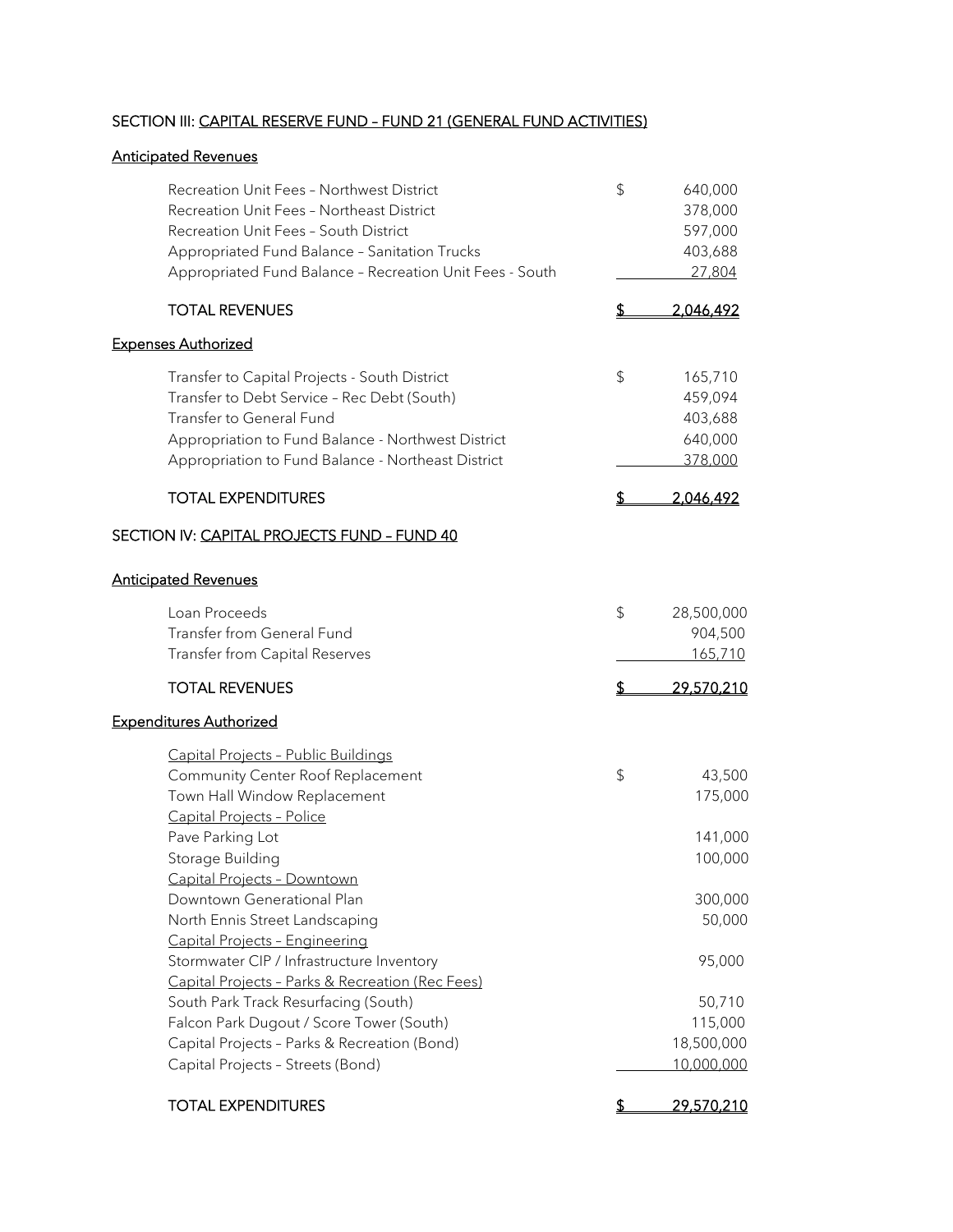## SECTION III: CAPITAL RESERVE FUND – FUND 21 (GENERAL FUND ACTIVITIES)

### Anticipated Revenues

| | | |
|---|---|---|
| Recreation Unit Fees – Northwest District | $ | 640,000 |
| Recreation Unit Fees – Northeast District | | 378,000 |
| Recreation Unit Fees – South District | | 597,000 |
| Appropriated Fund Balance – Sanitation Trucks | | 403,688 |
| Appropriated Fund Balance – Recreation Unit Fees - South | | 27,804 |
| TOTAL REVENUES | $ | 2,046,492 |

### Expenses Authorized

| | | |
|---|---|---|
| Transfer to Capital Projects - South District | $ | 165,710 |
| Transfer to Debt Service – Rec Debt (South) | | 459,094 |
| Transfer to General Fund | | 403,688 |
| Appropriation to Fund Balance - Northwest District | | 640,000 |
| Appropriation to Fund Balance - Northeast District | | 378,000 |
| TOTAL EXPENDITURES | $ | 2,046,492 |

## SECTION IV: CAPITAL PROJECTS FUND – FUND 40

### Anticipated Revenues

| | | |
|---|---|---|
| Loan Proceeds | $ | 28,500,000 |
| Transfer from General Fund | | 904,500 |
| Transfer from Capital Reserves | | 165,710 |
| TOTAL REVENUES | $ | 29,570,210 |

### Expenditures Authorized

| | | |
|---|---|---|
| Capital Projects – Public Buildings | | |
| Community Center Roof Replacement | $ | 43,500 |
| Town Hall Window Replacement | | 175,000 |
| Capital Projects – Police | | |
| Pave Parking Lot | | 141,000 |
| Storage Building | | 100,000 |
| Capital Projects – Downtown | | |
| Downtown Generational Plan | | 300,000 |
| North Ennis Street Landscaping | | 50,000 |
| Capital Projects – Engineering | | |
| Stormwater CIP / Infrastructure Inventory | | 95,000 |
| Capital Projects – Parks & Recreation (Rec Fees) | | |
| South Park Track Resurfacing (South) | | 50,710 |
| Falcon Park Dugout / Score Tower (South) | | 115,000 |
| Capital Projects – Parks & Recreation (Bond) | | 18,500,000 |
| Capital Projects – Streets (Bond) | | 10,000,000 |
| TOTAL EXPENDITURES | $ | 29,570,210 |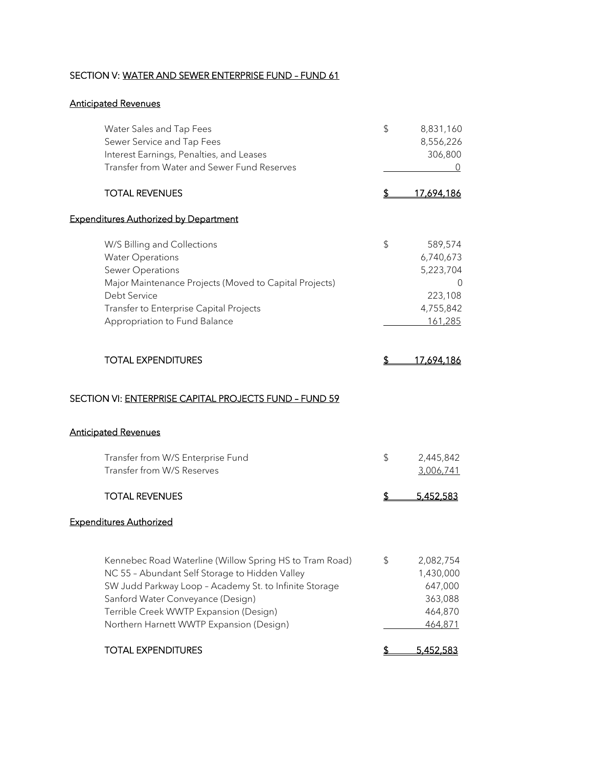## SECTION V: WATER AND SEWER ENTERPRISE FUND – FUND 61

### Anticipated Revenues

| | | |
|---|---|---|
| Water Sales and Tap Fees | $ | 8,831,160 |
| Sewer Service and Tap Fees | | 8,556,226 |
| Interest Earnings, Penalties, and Leases | | 306,800 |
| Transfer from Water and Sewer Fund Reserves | | 0 |
| TOTAL REVENUES | $ | 17,694,186 |

### Expenditures Authorized by Department

| | | |
|---|---|---|
| W/S Billing and Collections | $ | 589,574 |
| Water Operations | | 6,740,673 |
| Sewer Operations | | 5,223,704 |
| Major Maintenance Projects (Moved to Capital Projects) | | 0 |
| Debt Service | | 223,108 |
| Transfer to Enterprise Capital Projects | | 4,755,842 |
| Appropriation to Fund Balance | | 161,285 |
| TOTAL EXPENDITURES | $ | 17,694,186 |

## SECTION VI: ENTERPRISE CAPITAL PROJECTS FUND – FUND 59

### Anticipated Revenues

| | | |
|---|---|---|
| Transfer from W/S Enterprise Fund | $ | 2,445,842 |
| Transfer from W/S Reserves | | 3,006,741 |
| TOTAL REVENUES | $ | 5,452,583 |

### Expenditures Authorized

| | | |
|---|---|---|
| Kennebec Road Waterline (Willow Spring HS to Tram Road) | $ | 2,082,754 |
| NC 55 – Abundant Self Storage to Hidden Valley | | 1,430,000 |
| SW Judd Parkway Loop – Academy St. to Infinite Storage | | 647,000 |
| Sanford Water Conveyance (Design) | | 363,088 |
| Terrible Creek WWTP Expansion (Design) | | 464,870 |
| Northern Harnett WWTP Expansion (Design) | | 464,871 |
| TOTAL EXPENDITURES | $ | 5,452,583 |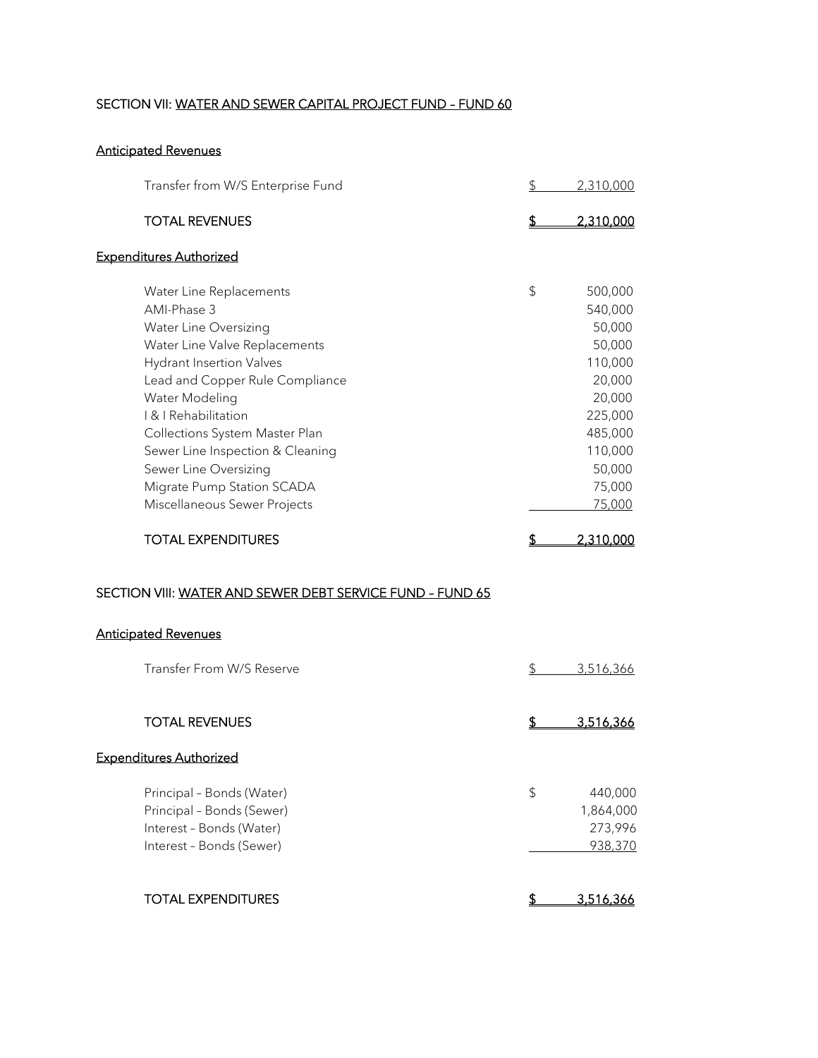## SECTION VII: WATER AND SEWER CAPITAL PROJECT FUND – FUND 60

### Anticipated Revenues

| | | |
|---|---|---|
| Transfer from W/S Enterprise Fund | $ | 2,310,000 |
| **TOTAL REVENUES** | **$** | **2,310,000** |

### Expenditures Authorized

| | | |
|---|---|---|
| Water Line Replacements | $ | 500,000 |
| AMI-Phase 3 | | 540,000 |
| Water Line Oversizing | | 50,000 |
| Water Line Valve Replacements | | 50,000 |
| Hydrant Insertion Valves | | 110,000 |
| Lead and Copper Rule Compliance | | 20,000 |
| Water Modeling | | 20,000 |
| I & I Rehabilitation | | 225,000 |
| Collections System Master Plan | | 485,000 |
| Sewer Line Inspection & Cleaning | | 110,000 |
| Sewer Line Oversizing | | 50,000 |
| Migrate Pump Station SCADA | | 75,000 |
| Miscellaneous Sewer Projects | | 75,000 |
| **TOTAL EXPENDITURES** | **$** | **2,310,000** |

## SECTION VIII: WATER AND SEWER DEBT SERVICE FUND – FUND 65

### Anticipated Revenues

| | | |
|---|---|---|
| Transfer From W/S Reserve | $ | 3,516,366 |
| **TOTAL REVENUES** | **$** | **3,516,366** |

### Expenditures Authorized

| | | |
|---|---|---|
| Principal – Bonds (Water) | $ | 440,000 |
| Principal – Bonds (Sewer) | | 1,864,000 |
| Interest – Bonds (Water) | | 273,996 |
| Interest – Bonds (Sewer) | | 938,370 |
| **TOTAL EXPENDITURES** | **$** | **3,516,366** |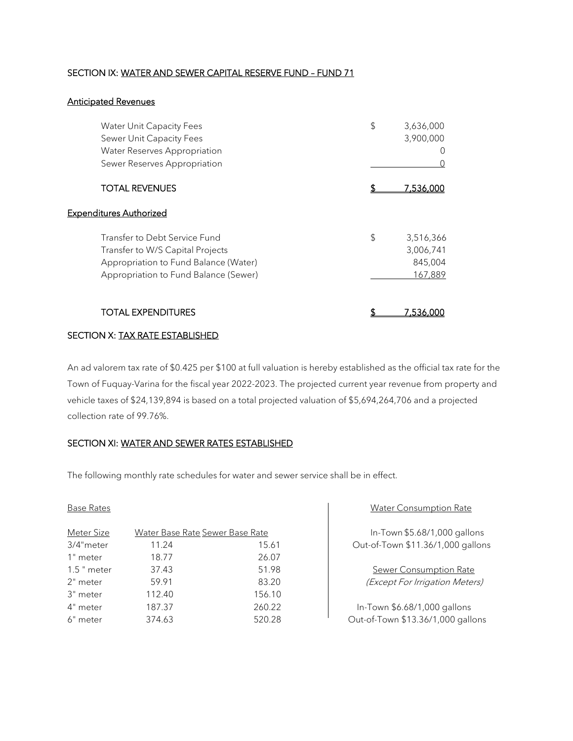## SECTION IX: WATER AND SEWER CAPITAL RESERVE FUND – FUND 71

### Anticipated Revenues

| | | |
|---|---|---|
| Water Unit Capacity Fees | $ | 3,636,000 |
| Sewer Unit Capacity Fees | | 3,900,000 |
| Water Reserves Appropriation | | 0 |
| Sewer Reserves Appropriation | | 0 |
| TOTAL REVENUES | $ | 7,536,000 |

### Expenditures Authorized

| | | |
|---|---|---|
| Transfer to Debt Service Fund | $ | 3,516,366 |
| Transfer to W/S Capital Projects | | 3,006,741 |
| Appropriation to Fund Balance (Water) | | 845,004 |
| Appropriation to Fund Balance (Sewer) | | 167,889 |
| TOTAL EXPENDITURES | $ | 7,536,000 |

## SECTION X: TAX RATE ESTABLISHED

An ad valorem tax rate of $0.425 per $100 at full valuation is hereby established as the official tax rate for the Town of Fuquay-Varina for the fiscal year 2022-2023. The projected current year revenue from property and vehicle taxes of $24,139,894 is based on a total projected valuation of $5,694,264,706 and a projected collection rate of 99.76%.

## SECTION XI: WATER AND SEWER RATES ESTABLISHED

The following monthly rate schedules for water and sewer service shall be in effect.

Base Rates

| Meter Size | Water Base Rate | Sewer Base Rate |
|---|---|---|
| 3/4"meter | 11.24 | 15.61 |
| 1" meter | 18.77 | 26.07 |
| 1.5 " meter | 37.43 | 51.98 |
| 2" meter | 59.91 | 83.20 |
| 3" meter | 112.40 | 156.10 |
| 4" meter | 187.37 | 260.22 |
| 6" meter | 374.63 | 520.28 |

Water Consumption Rate

In-Town $5.68/1,000 gallons

Out-of-Town $11.36/1,000 gallons

Sewer Consumption Rate

*(Except For Irrigation Meters)*

In-Town $6.68/1,000 gallons

Out-of-Town $13.36/1,000 gallons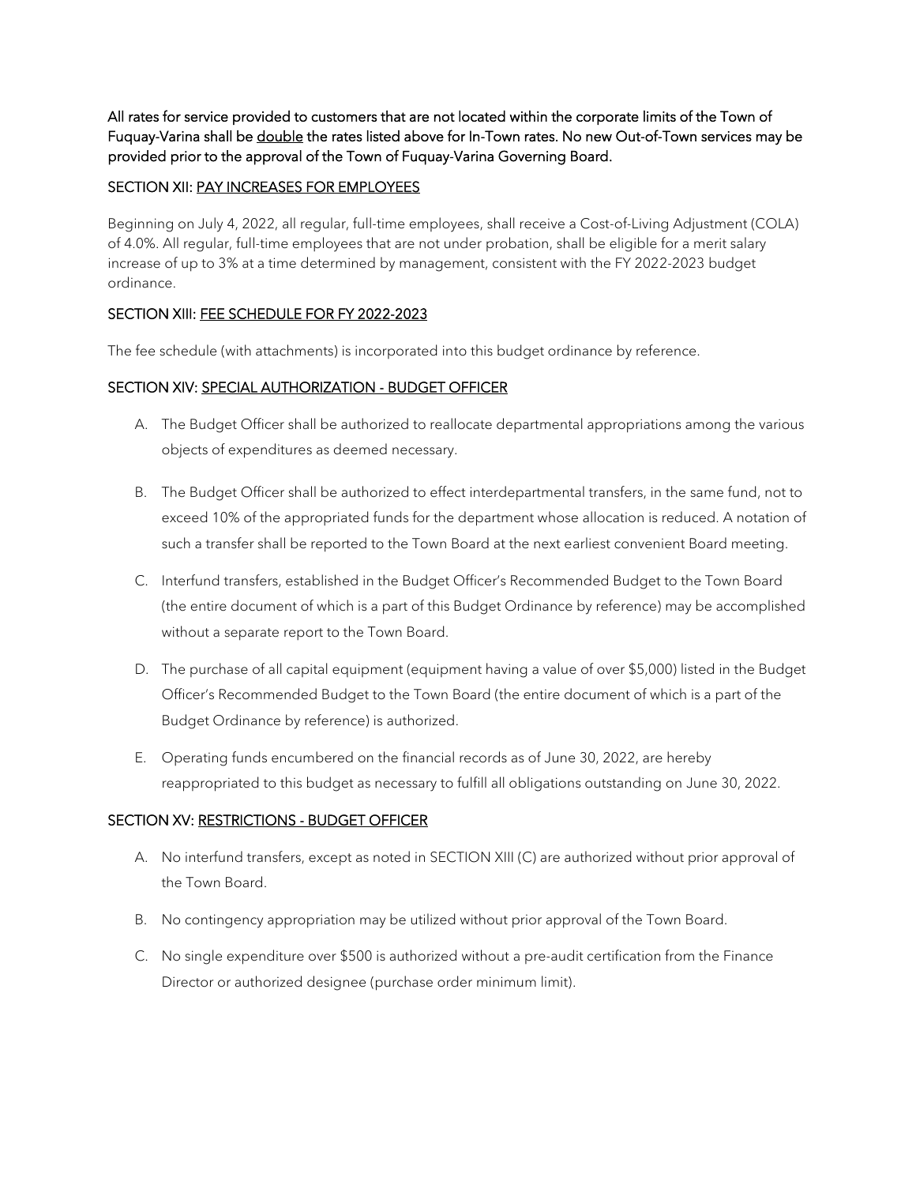**All rates for service provided to customers that are not located within the corporate limits of the Town of Fuquay-Varina shall be double the rates listed above for In-Town rates. No new Out-of-Town services may be provided prior to the approval of the Town of Fuquay-Varina Governing Board.**

## SECTION XII: PAY INCREASES FOR EMPLOYEES

Beginning on July 4, 2022, all regular, full-time employees, shall receive a Cost-of-Living Adjustment (COLA) of 4.0%. All regular, full-time employees that are not under probation, shall be eligible for a merit salary increase of up to 3% at a time determined by management, consistent with the FY 2022-2023 budget ordinance.

## SECTION XIII: FEE SCHEDULE FOR FY 2022-2023

The fee schedule (with attachments) is incorporated into this budget ordinance by reference.

## SECTION XIV: SPECIAL AUTHORIZATION - BUDGET OFFICER

A. The Budget Officer shall be authorized to reallocate departmental appropriations among the various objects of expenditures as deemed necessary.

B. The Budget Officer shall be authorized to effect interdepartmental transfers, in the same fund, not to exceed 10% of the appropriated funds for the department whose allocation is reduced. A notation of such a transfer shall be reported to the Town Board at the next earliest convenient Board meeting.

C. Interfund transfers, established in the Budget Officer's Recommended Budget to the Town Board (the entire document of which is a part of this Budget Ordinance by reference) may be accomplished without a separate report to the Town Board.

D. The purchase of all capital equipment (equipment having a value of over $5,000) listed in the Budget Officer's Recommended Budget to the Town Board (the entire document of which is a part of the Budget Ordinance by reference) is authorized.

E. Operating funds encumbered on the financial records as of June 30, 2022, are hereby reappropriated to this budget as necessary to fulfill all obligations outstanding on June 30, 2022.

## SECTION XV: RESTRICTIONS - BUDGET OFFICER

A. No interfund transfers, except as noted in SECTION XIII (C) are authorized without prior approval of the Town Board.

B. No contingency appropriation may be utilized without prior approval of the Town Board.

C. No single expenditure over $500 is authorized without a pre-audit certification from the Finance Director or authorized designee (purchase order minimum limit).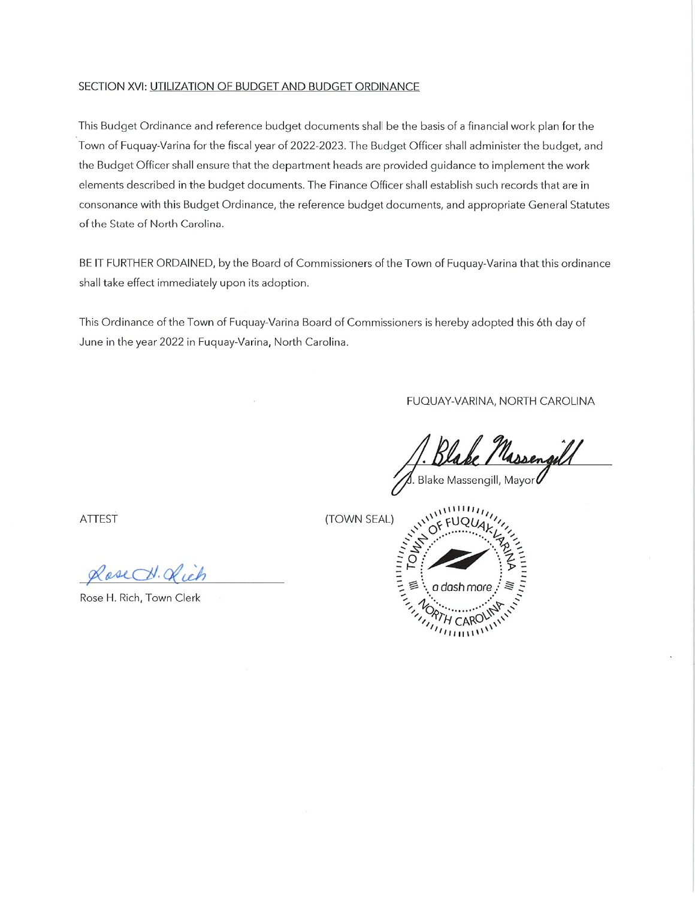SECTION XVI: UTILIZATION OF BUDGET AND BUDGET ORDINANCE

This Budget Ordinance and reference budget documents shall be the basis of a financial work plan for the Town of Fuquay-Varina for the fiscal year of 2022-2023. The Budget Officer shall administer the budget, and the Budget Officer shall ensure that the department heads are provided guidance to implement the work elements described in the budget documents. The Finance Officer shall establish such records that are in consonance with this Budget Ordinance, the reference budget documents, and appropriate General Statutes of the State of North Carolina.

BE IT FURTHER ORDAINED, by the Board of Commissioners of the Town of Fuquay-Varina that this ordinance shall take effect immediately upon its adoption.

This Ordinance of the Town of Fuquay-Varina Board of Commissioners is hereby adopted this 6th day of June in the year 2022 in Fuquay-Varina, North Carolina.

FUQUAY-VARINA, NORTH CAROLINA

J. Blake Massengill, Mayor

ATTEST

(TOWN SEAL)

Rose H. Rich, Town Clerk